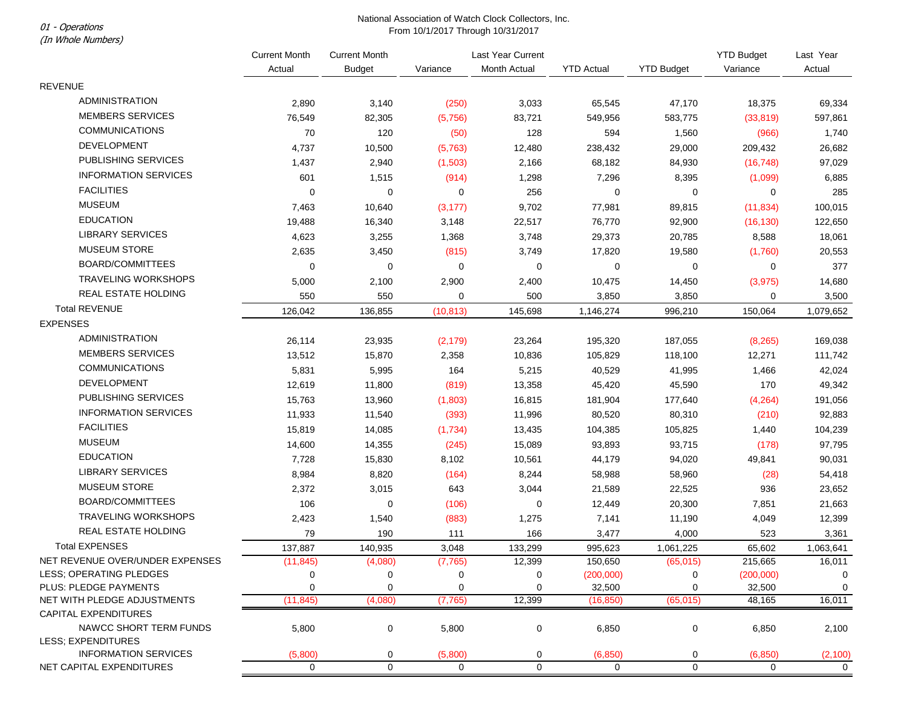*01 - Operations*
*(In Whole Numbers)*

National Association of Watch Clock Collectors, Inc.
From 10/1/2017 Through 10/31/2017

| | Current Month Actual | Current Month Budget | Variance | Last Year Current Month Actual | YTD Actual | YTD Budget | YTD Budget Variance | Last Year Actual |
|---|---|---|---|---|---|---|---|---|
| REVENUE | | | | | | | | |
| ADMINISTRATION | 2,890 | 3,140 | (250) | 3,033 | 65,545 | 47,170 | 18,375 | 69,334 |
| MEMBERS SERVICES | 76,549 | 82,305 | (5,756) | 83,721 | 549,956 | 583,775 | (33,819) | 597,861 |
| COMMUNICATIONS | 70 | 120 | (50) | 128 | 594 | 1,560 | (966) | 1,740 |
| DEVELOPMENT | 4,737 | 10,500 | (5,763) | 12,480 | 238,432 | 29,000 | 209,432 | 26,682 |
| PUBLISHING SERVICES | 1,437 | 2,940 | (1,503) | 2,166 | 68,182 | 84,930 | (16,748) | 97,029 |
| INFORMATION SERVICES | 601 | 1,515 | (914) | 1,298 | 7,296 | 8,395 | (1,099) | 6,885 |
| FACILITIES | 0 | 0 | 0 | 256 | 0 | 0 | 0 | 285 |
| MUSEUM | 7,463 | 10,640 | (3,177) | 9,702 | 77,981 | 89,815 | (11,834) | 100,015 |
| EDUCATION | 19,488 | 16,340 | 3,148 | 22,517 | 76,770 | 92,900 | (16,130) | 122,650 |
| LIBRARY SERVICES | 4,623 | 3,255 | 1,368 | 3,748 | 29,373 | 20,785 | 8,588 | 18,061 |
| MUSEUM STORE | 2,635 | 3,450 | (815) | 3,749 | 17,820 | 19,580 | (1,760) | 20,553 |
| BOARD/COMMITTEES | 0 | 0 | 0 | 0 | 0 | 0 | 0 | 377 |
| TRAVELING WORKSHOPS | 5,000 | 2,100 | 2,900 | 2,400 | 10,475 | 14,450 | (3,975) | 14,680 |
| REAL ESTATE HOLDING | 550 | 550 | 0 | 500 | 3,850 | 3,850 | 0 | 3,500 |
| Total REVENUE | 126,042 | 136,855 | (10,813) | 145,698 | 1,146,274 | 996,210 | 150,064 | 1,079,652 |
| EXPENSES | | | | | | | | |
| ADMINISTRATION | 26,114 | 23,935 | (2,179) | 23,264 | 195,320 | 187,055 | (8,265) | 169,038 |
| MEMBERS SERVICES | 13,512 | 15,870 | 2,358 | 10,836 | 105,829 | 118,100 | 12,271 | 111,742 |
| COMMUNICATIONS | 5,831 | 5,995 | 164 | 5,215 | 40,529 | 41,995 | 1,466 | 42,024 |
| DEVELOPMENT | 12,619 | 11,800 | (819) | 13,358 | 45,420 | 45,590 | 170 | 49,342 |
| PUBLISHING SERVICES | 15,763 | 13,960 | (1,803) | 16,815 | 181,904 | 177,640 | (4,264) | 191,056 |
| INFORMATION SERVICES | 11,933 | 11,540 | (393) | 11,996 | 80,520 | 80,310 | (210) | 92,883 |
| FACILITIES | 15,819 | 14,085 | (1,734) | 13,435 | 104,385 | 105,825 | 1,440 | 104,239 |
| MUSEUM | 14,600 | 14,355 | (245) | 15,089 | 93,893 | 93,715 | (178) | 97,795 |
| EDUCATION | 7,728 | 15,830 | 8,102 | 10,561 | 44,179 | 94,020 | 49,841 | 90,031 |
| LIBRARY SERVICES | 8,984 | 8,820 | (164) | 8,244 | 58,988 | 58,960 | (28) | 54,418 |
| MUSEUM STORE | 2,372 | 3,015 | 643 | 3,044 | 21,589 | 22,525 | 936 | 23,652 |
| BOARD/COMMITTEES | 106 | 0 | (106) | 0 | 12,449 | 20,300 | 7,851 | 21,663 |
| TRAVELING WORKSHOPS | 2,423 | 1,540 | (883) | 1,275 | 7,141 | 11,190 | 4,049 | 12,399 |
| REAL ESTATE HOLDING | 79 | 190 | 111 | 166 | 3,477 | 4,000 | 523 | 3,361 |
| Total EXPENSES | 137,887 | 140,935 | 3,048 | 133,299 | 995,623 | 1,061,225 | 65,602 | 1,063,641 |
| NET REVENUE OVER/UNDER EXPENSES | (11,845) | (4,080) | (7,765) | 12,399 | 150,650 | (65,015) | 215,665 | 16,011 |
| LESS; OPERATING PLEDGES | 0 | 0 | 0 | 0 | (200,000) | 0 | (200,000) | 0 |
| PLUS: PLEDGE PAYMENTS | 0 | 0 | 0 | 0 | 32,500 | 0 | 32,500 | 0 |
| NET WITH PLEDGE ADJUSTMENTS | (11,845) | (4,080) | (7,765) | 12,399 | (16,850) | (65,015) | 48,165 | 16,011 |
| CAPITAL EXPENDITURES | | | | | | | | |
| NAWCC SHORT TERM FUNDS | 5,800 | 0 | 5,800 | 0 | 6,850 | 0 | 6,850 | 2,100 |
| LESS; EXPENDITURES | | | | | | | | |
| INFORMATION SERVICES | (5,800) | 0 | (5,800) | 0 | (6,850) | 0 | (6,850) | (2,100) |
| NET CAPITAL EXPENDITURES | 0 | 0 | 0 | 0 | 0 | 0 | 0 | 0 |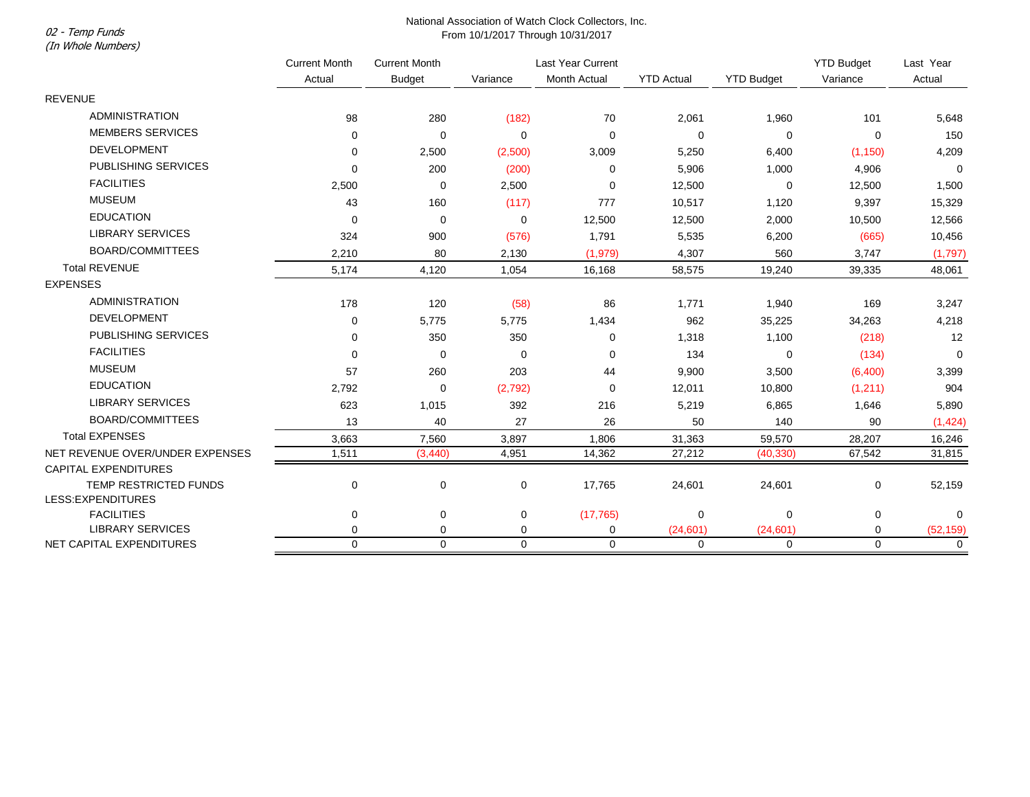02 - Temp Funds
(In Whole Numbers)

National Association of Watch Clock Collectors, Inc.
From 10/1/2017 Through 10/31/2017

| | Current Month Actual | Current Month Budget | Variance | Last Year Current Month Actual | YTD Actual | YTD Budget | YTD Budget Variance | Last Year Actual |
|---|---|---|---|---|---|---|---|---|
| REVENUE | | | | | | | | |
| ADMINISTRATION | 98 | 280 | (182) | 70 | 2,061 | 1,960 | 101 | 5,648 |
| MEMBERS SERVICES | 0 | 0 | 0 | 0 | 0 | 0 | 0 | 150 |
| DEVELOPMENT | 0 | 2,500 | (2,500) | 3,009 | 5,250 | 6,400 | (1,150) | 4,209 |
| PUBLISHING SERVICES | 0 | 200 | (200) | 0 | 5,906 | 1,000 | 4,906 | 0 |
| FACILITIES | 2,500 | 0 | 2,500 | 0 | 12,500 | 0 | 12,500 | 1,500 |
| MUSEUM | 43 | 160 | (117) | 777 | 10,517 | 1,120 | 9,397 | 15,329 |
| EDUCATION | 0 | 0 | 0 | 12,500 | 12,500 | 2,000 | 10,500 | 12,566 |
| LIBRARY SERVICES | 324 | 900 | (576) | 1,791 | 5,535 | 6,200 | (665) | 10,456 |
| BOARD/COMMITTEES | 2,210 | 80 | 2,130 | (1,979) | 4,307 | 560 | 3,747 | (1,797) |
| Total REVENUE | 5,174 | 4,120 | 1,054 | 16,168 | 58,575 | 19,240 | 39,335 | 48,061 |
| EXPENSES | | | | | | | | |
| ADMINISTRATION | 178 | 120 | (58) | 86 | 1,771 | 1,940 | 169 | 3,247 |
| DEVELOPMENT | 0 | 5,775 | 5,775 | 1,434 | 962 | 35,225 | 34,263 | 4,218 |
| PUBLISHING SERVICES | 0 | 350 | 350 | 0 | 1,318 | 1,100 | (218) | 12 |
| FACILITIES | 0 | 0 | 0 | 0 | 134 | 0 | (134) | 0 |
| MUSEUM | 57 | 260 | 203 | 44 | 9,900 | 3,500 | (6,400) | 3,399 |
| EDUCATION | 2,792 | 0 | (2,792) | 0 | 12,011 | 10,800 | (1,211) | 904 |
| LIBRARY SERVICES | 623 | 1,015 | 392 | 216 | 5,219 | 6,865 | 1,646 | 5,890 |
| BOARD/COMMITTEES | 13 | 40 | 27 | 26 | 50 | 140 | 90 | (1,424) |
| Total EXPENSES | 3,663 | 7,560 | 3,897 | 1,806 | 31,363 | 59,570 | 28,207 | 16,246 |
| NET REVENUE OVER/UNDER EXPENSES | 1,511 | (3,440) | 4,951 | 14,362 | 27,212 | (40,330) | 67,542 | 31,815 |
| CAPITAL EXPENDITURES | | | | | | | | |
| TEMP RESTRICTED FUNDS | 0 | 0 | 0 | 17,765 | 24,601 | 24,601 | 0 | 52,159 |
| LESS:EXPENDITURES | | | | | | | | |
| FACILITIES | 0 | 0 | 0 | (17,765) | 0 | 0 | 0 | 0 |
| LIBRARY SERVICES | 0 | 0 | 0 | 0 | (24,601) | (24,601) | 0 | (52,159) |
| NET CAPITAL EXPENDITURES | 0 | 0 | 0 | 0 | 0 | 0 | 0 | 0 |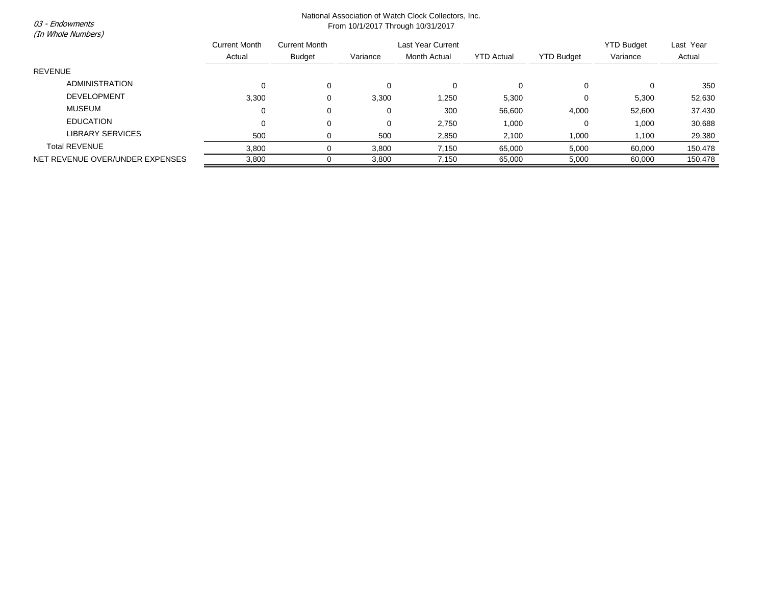*03 - Endowments*
*(In Whole Numbers)*

National Association of Watch Clock Collectors, Inc.
From 10/1/2017 Through 10/31/2017

| | Current Month Actual | Current Month Budget | Variance | Last Year Current Month Actual | YTD Actual | YTD Budget | YTD Budget Variance | Last Year Actual |
|---|---|---|---|---|---|---|---|---|
| REVENUE | | | | | | | | |
| ADMINISTRATION | 0 | 0 | 0 | 0 | 0 | 0 | 0 | 350 |
| DEVELOPMENT | 3,300 | 0 | 3,300 | 1,250 | 5,300 | 0 | 5,300 | 52,630 |
| MUSEUM | 0 | 0 | 0 | 300 | 56,600 | 4,000 | 52,600 | 37,430 |
| EDUCATION | 0 | 0 | 0 | 2,750 | 1,000 | 0 | 1,000 | 30,688 |
| LIBRARY SERVICES | 500 | 0 | 500 | 2,850 | 2,100 | 1,000 | 1,100 | 29,380 |
| Total REVENUE | 3,800 | 0 | 3,800 | 7,150 | 65,000 | 5,000 | 60,000 | 150,478 |
| NET REVENUE OVER/UNDER EXPENSES | 3,800 | 0 | 3,800 | 7,150 | 65,000 | 5,000 | 60,000 | 150,478 |